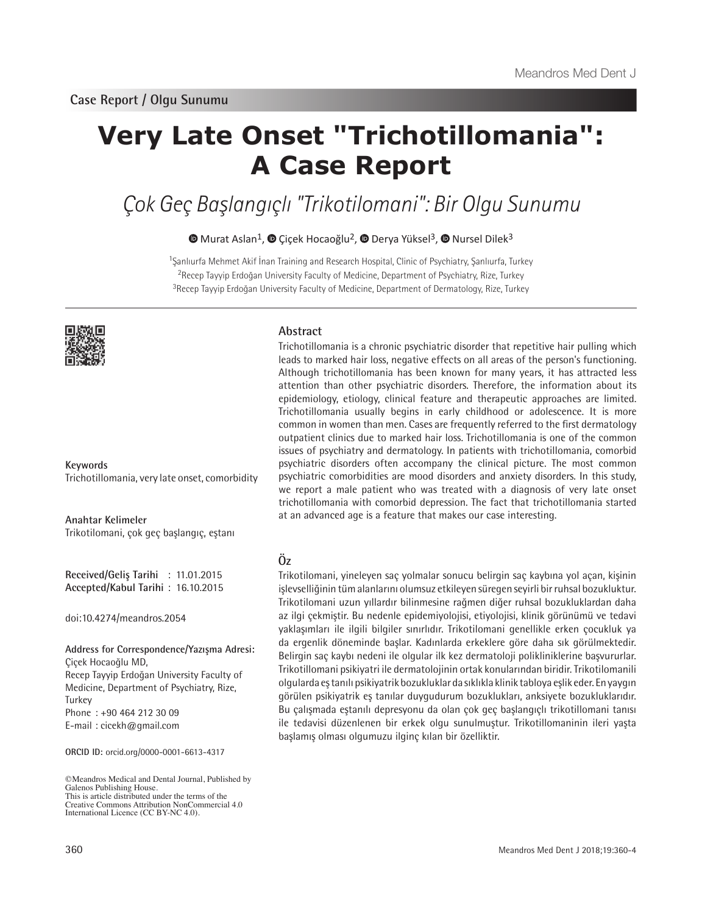Case Report / Olgu Sunumu

# Very Late Onset "Trichotillomania": A Case Report

## *Çok Geç Başlangıçlı "Trikotilomani": Bir Olgu Sunumu*

Murat Aslan[1], Çiçek Hocaoğlu[2], Derya Yüksel[3], Nursel Dilek[3]

[1]Şanlıurfa Mehmet Akif İnan Training and Research Hospital, Clinic of Psychiatry, Şanlıurfa, Turkey
[2]Recep Tayyip Erdoğan University Faculty of Medicine, Department of Psychiatry, Rize, Turkey
[3]Recep Tayyip Erdoğan University Faculty of Medicine, Department of Dermatology, Rize, Turkey

### Abstract

Trichotillomania is a chronic psychiatric disorder that repetitive hair pulling which leads to marked hair loss, negative effects on all areas of the person's functioning. Although trichotillomania has been known for many years, it has attracted less attention than other psychiatric disorders. Therefore, the information about its epidemiology, etiology, clinical feature and therapeutic approaches are limited. Trichotillomania usually begins in early childhood or adolescence. It is more common in women than men. Cases are frequently referred to the first dermatology outpatient clinics due to marked hair loss. Trichotillomania is one of the common issues of psychiatry and dermatology. In patients with trichotillomania, comorbid psychiatric disorders often accompany the clinical picture. The most common psychiatric comorbidities are mood disorders and anxiety disorders. In this study, we report a male patient who was treated with a diagnosis of very late onset trichotillomania with comorbid depression. The fact that trichotillomania started at an advanced age is a feature that makes our case interesting.

**Keywords**
Trichotillomania, very late onset, comorbidity

### Öz

Trikotilomani, yineleyen saç yolmalar sonucu belirgin saç kaybına yol açan, kişinin işlevselliğinin tüm alanlarını olumsuz etkileyen süregen seyirli bir ruhsal bozukluktur. Trikotilomani uzun yıllardır bilinmesine rağmen diğer ruhsal bozukluklardan daha az ilgi çekmiştir. Bu nedenle epidemiyolojisi, etiyolojisi, klinik görünümü ve tedavi yaklaşımları ile ilgili bilgiler sınırlıdır. Trikotilomani genellikle erken çocukluk ya da ergenlik döneminde başlar. Kadınlarda erkeklere göre daha sık görülmektedir. Belirgin saç kaybı nedeni ile olgular ilk kez dermatoloji polikliniklerine başvururlar. Trikotilomani psikiyatri ile dermatolojinin ortak konularından biridir. Trikotilomanili olgularda eş tanılı psikiyatrik bozukluklar da sıklıkla klinik tabloya eşlik eder. En yaygın görülen psikiyatrik eş tanılar duygudurum bozuklukları, anksiyete bozukluklarıdır. Bu çalışmada eştanılı depresyonu da olan çok geç başlangıçlı trikotillomani tanısı ile tedavisi düzenlenen bir erkek olgu sunulmuştur. Trikotillomaninin ileri yaşta başlamış olması olgumuzu ilginç kılan bir özelliktir.

**Anahtar Kelimeler**
Trikotilomani, çok geç başlangıç, eştanı

**Received/Geliş Tarihi** : 11.01.2015
**Accepted/Kabul Tarihi** : 16.10.2015

doi:10.4274/meandros.2054

**Address for Correspondence/Yazışma Adresi:**
Çiçek Hocaoğlu MD,
Recep Tayyip Erdoğan University Faculty of Medicine, Department of Psychiatry, Rize, Turkey
Phone : +90 464 212 30 09
E-mail : cicekh@gmail.com

**ORCID ID:** orcid.org/0000-0001-6613-4317

©Meandros Medical and Dental Journal, Published by Galenos Publishing House.
This is article distributed under the terms of the Creative Commons Attribution NonCommercial 4.0 International Licence (CC BY-NC 4.0).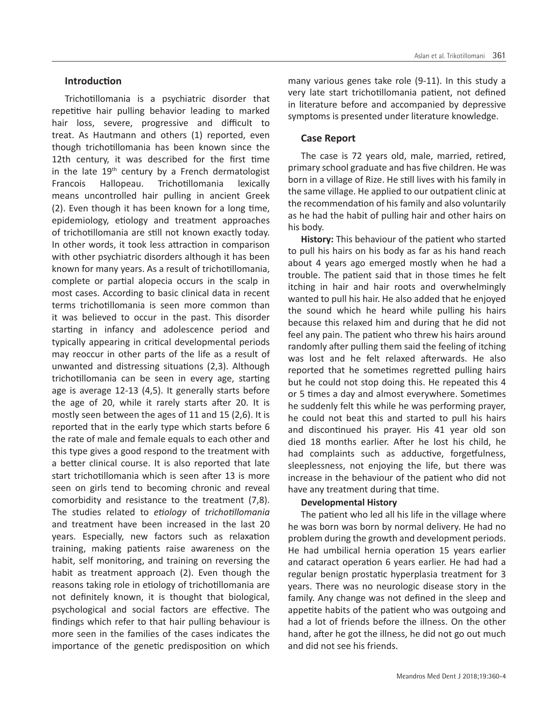## Introduction

Trichotillomania is a psychiatric disorder that repetitive hair pulling behavior leading to marked hair loss, severe, progressive and difficult to treat. As Hautmann and others (1) reported, even though trichotillomania has been known since the 12th century, it was described for the first time in the late 19th century by a French dermatologist Francois Hallopeau. Trichotillomania lexically means uncontrolled hair pulling in ancient Greek (2). Even though it has been known for a long time, epidemiology, etiology and treatment approaches of trichotillomania are still not known exactly today. In other words, it took less attraction in comparison with other psychiatric disorders although it has been known for many years. As a result of trichotillomania, complete or partial alopecia occurs in the scalp in most cases. According to basic clinical data in recent terms trichotillomania is seen more common than it was believed to occur in the past. This disorder starting in infancy and adolescence period and typically appearing in critical developmental periods may reoccur in other parts of the life as a result of unwanted and distressing situations (2,3). Although trichotillomania can be seen in every age, starting age is average 12-13 (4,5). It generally starts before the age of 20, while it rarely starts after 20. It is mostly seen between the ages of 11 and 15 (2,6). It is reported that in the early type which starts before 6 the rate of male and female equals to each other and this type gives a good respond to the treatment with a better clinical course. It is also reported that late start trichotillomania which is seen after 13 is more seen on girls tend to becoming chronic and reveal comorbidity and resistance to the treatment (7,8). The studies related to *etiology* of *trichotillomania* and treatment have been increased in the last 20 years. Especially, new factors such as relaxation training, making patients raise awareness on the habit, self monitoring, and training on reversing the habit as treatment approach (2). Even though the reasons taking role in etiology of trichotillomania are not definitely known, it is thought that biological, psychological and social factors are effective. The findings which refer to that hair pulling behaviour is more seen in the families of the cases indicates the importance of the genetic predisposition on which many various genes take role (9-11). In this study a very late start trichotillomania patient, not defined in literature before and accompanied by depressive symptoms is presented under literature knowledge.

## Case Report

The case is 72 years old, male, married, retired, primary school graduate and has five children. He was born in a village of Rize. He still lives with his family in the same village. He applied to our outpatient clinic at the recommendation of his family and also voluntarily as he had the habit of pulling hair and other hairs on his body.

**History:** This behaviour of the patient who started to pull his hairs on his body as far as his hand reach about 4 years ago emerged mostly when he had a trouble. The patient said that in those times he felt itching in hair and hair roots and overwhelmingly wanted to pull his hair. He also added that he enjoyed the sound which he heard while pulling his hairs because this relaxed him and during that he did not feel any pain. The patient who threw his hairs around randomly after pulling them said the feeling of itching was lost and he felt relaxed afterwards. He also reported that he sometimes regretted pulling hairs but he could not stop doing this. He repeated this 4 or 5 times a day and almost everywhere. Sometimes he suddenly felt this while he was performing prayer, he could not beat this and started to pull his hairs and discontinued his prayer. His 41 year old son died 18 months earlier. After he lost his child, he had complaints such as adductive, forgetfulness, sleeplessness, not enjoying the life, but there was increase in the behaviour of the patient who did not have any treatment during that time.

**Developmental History**

The patient who led all his life in the village where he was born was born by normal delivery. He had no problem during the growth and development periods. He had umbilical hernia operation 15 years earlier and cataract operation 6 years earlier. He had had a regular benign prostatic hyperplasia treatment for 3 years. There was no neurologic disease story in the family. Any change was not defined in the sleep and appetite habits of the patient who was outgoing and had a lot of friends before the illness. On the other hand, after he got the illness, he did not go out much and did not see his friends.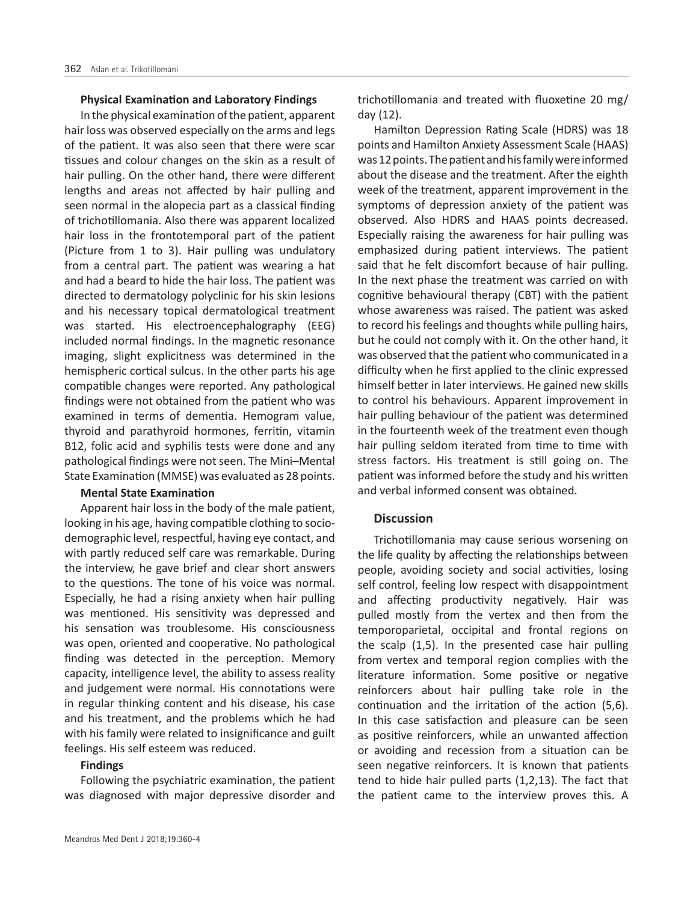**Physical Examination and Laboratory Findings**

In the physical examination of the patient, apparent hair loss was observed especially on the arms and legs of the patient. It was also seen that there were scar tissues and colour changes on the skin as a result of hair pulling. On the other hand, there were different lengths and areas not affected by hair pulling and seen normal in the alopecia part as a classical finding of trichotillomania. Also there was apparent localized hair loss in the frontotemporal part of the patient (Picture from 1 to 3). Hair pulling was undulatory from a central part. The patient was wearing a hat and had a beard to hide the hair loss. The patient was directed to dermatology polyclinic for his skin lesions and his necessary topical dermatological treatment was started. His electroencephalography (EEG) included normal findings. In the magnetic resonance imaging, slight explicitness was determined in the hemispheric cortical sulcus. In the other parts his age compatible changes were reported. Any pathological findings were not obtained from the patient who was examined in terms of dementia. Hemogram value, thyroid and parathyroid hormones, ferritin, vitamin B12, folic acid and syphilis tests were done and any pathological findings were not seen. The Mini–Mental State Examination (MMSE) was evaluated as 28 points.

**Mental State Examination**

Apparent hair loss in the body of the male patient, looking in his age, having compatible clothing to socio-demographic level, respectful, having eye contact, and with partly reduced self care was remarkable. During the interview, he gave brief and clear short answers to the questions. The tone of his voice was normal. Especially, he had a rising anxiety when hair pulling was mentioned. His sensitivity was depressed and his sensation was troublesome. His consciousness was open, oriented and cooperative. No pathological finding was detected in the perception. Memory capacity, intelligence level, the ability to assess reality and judgement were normal. His connotations were in regular thinking content and his disease, his case and his treatment, and the problems which he had with his family were related to insignificance and guilt feelings. His self esteem was reduced.

**Findings**

Following the psychiatric examination, the patient was diagnosed with major depressive disorder and trichotillomania and treated with fluoxetine 20 mg/day (12).

Hamilton Depression Rating Scale (HDRS) was 18 points and Hamilton Anxiety Assessment Scale (HAAS) was 12 points. The patient and his family were informed about the disease and the treatment. After the eighth week of the treatment, apparent improvement in the symptoms of depression anxiety of the patient was observed. Also HDRS and HAAS points decreased. Especially raising the awareness for hair pulling was emphasized during patient interviews. The patient said that he felt discomfort because of hair pulling. In the next phase the treatment was carried on with cognitive behavioural therapy (CBT) with the patient whose awareness was raised. The patient was asked to record his feelings and thoughts while pulling hairs, but he could not comply with it. On the other hand, it was observed that the patient who communicated in a difficulty when he first applied to the clinic expressed himself better in later interviews. He gained new skills to control his behaviours. Apparent improvement in hair pulling behaviour of the patient was determined in the fourteenth week of the treatment even though hair pulling seldom iterated from time to time with stress factors. His treatment is still going on. The patient was informed before the study and his written and verbal informed consent was obtained.

## Discussion

Trichotillomania may cause serious worsening on the life quality by affecting the relationships between people, avoiding society and social activities, losing self control, feeling low respect with disappointment and affecting productivity negatively. Hair was pulled mostly from the vertex and then from the temporoparietal, occipital and frontal regions on the scalp (1,5). In the presented case hair pulling from vertex and temporal region complies with the literature information. Some positive or negative reinforcers about hair pulling take role in the continuation and the irritation of the action (5,6). In this case satisfaction and pleasure can be seen as positive reinforcers, while an unwanted affection or avoiding and recession from a situation can be seen negative reinforcers. It is known that patients tend to hide hair pulled parts (1,2,13). The fact that the patient came to the interview proves this. A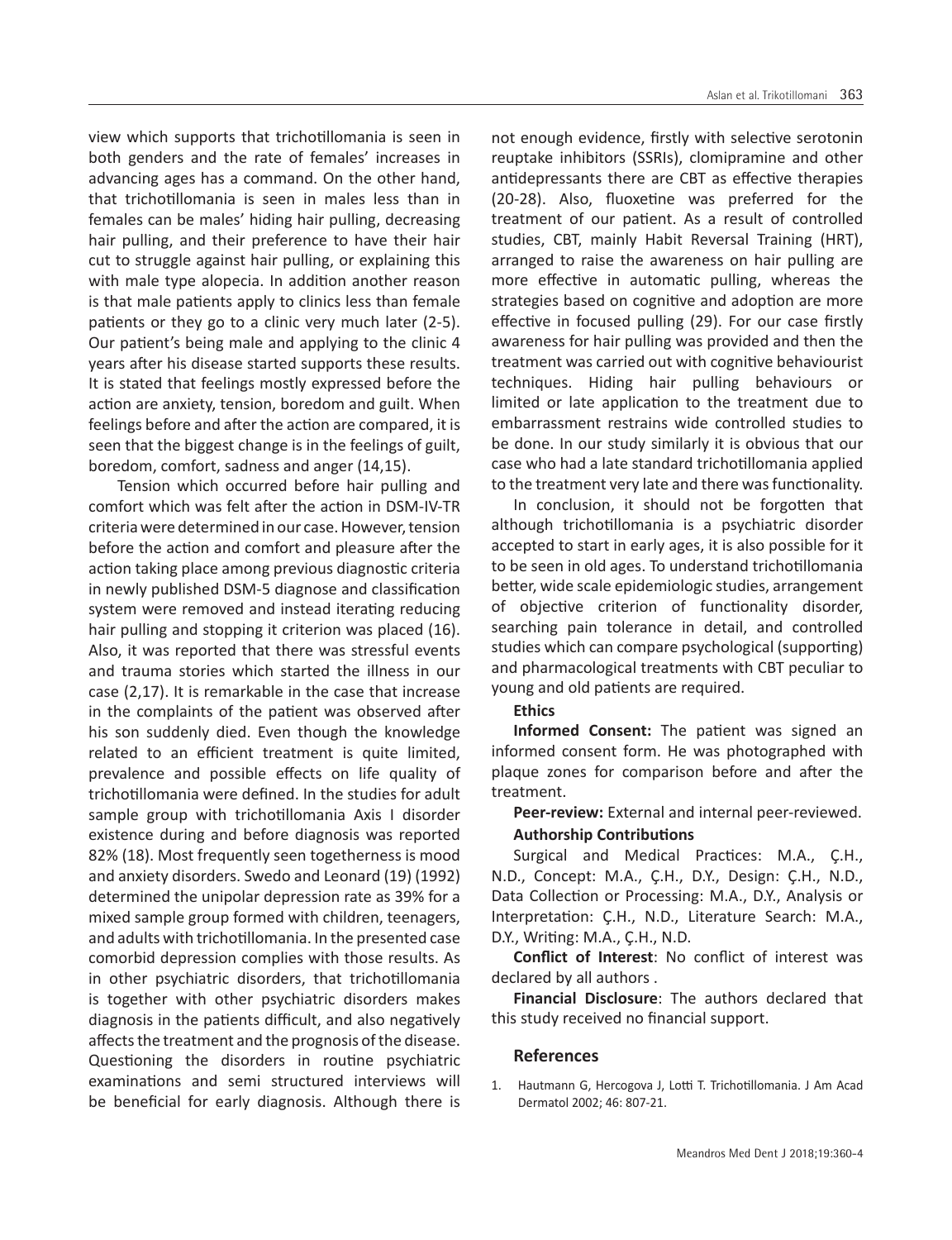view which supports that trichotillomania is seen in both genders and the rate of females' increases in advancing ages has a command. On the other hand, that trichotillomania is seen in males less than in females can be males' hiding hair pulling, decreasing hair pulling, and their preference to have their hair cut to struggle against hair pulling, or explaining this with male type alopecia. In addition another reason is that male patients apply to clinics less than female patients or they go to a clinic very much later (2-5). Our patient's being male and applying to the clinic 4 years after his disease started supports these results. It is stated that feelings mostly expressed before the action are anxiety, tension, boredom and guilt. When feelings before and after the action are compared, it is seen that the biggest change is in the feelings of guilt, boredom, comfort, sadness and anger (14,15).

Tension which occurred before hair pulling and comfort which was felt after the action in DSM-IV-TR criteria were determined in our case. However, tension before the action and comfort and pleasure after the action taking place among previous diagnostic criteria in newly published DSM-5 diagnose and classification system were removed and instead iterating reducing hair pulling and stopping it criterion was placed (16). Also, it was reported that there was stressful events and trauma stories which started the illness in our case (2,17). It is remarkable in the case that increase in the complaints of the patient was observed after his son suddenly died. Even though the knowledge related to an efficient treatment is quite limited, prevalence and possible effects on life quality of trichotillomania were defined. In the studies for adult sample group with trichotillomania Axis I disorder existence during and before diagnosis was reported 82% (18). Most frequently seen togetherness is mood and anxiety disorders. Swedo and Leonard (19) (1992) determined the unipolar depression rate as 39% for a mixed sample group formed with children, teenagers, and adults with trichotillomania. In the presented case comorbid depression complies with those results. As in other psychiatric disorders, that trichotillomania is together with other psychiatric disorders makes diagnosis in the patients difficult, and also negatively affects the treatment and the prognosis of the disease. Questioning the disorders in routine psychiatric examinations and semi structured interviews will be beneficial for early diagnosis. Although there is not enough evidence, firstly with selective serotonin reuptake inhibitors (SSRIs), clomipramine and other antidepressants there are CBT as effective therapies (20-28). Also, fluoxetine was preferred for the treatment of our patient. As a result of controlled studies, CBT, mainly Habit Reversal Training (HRT), arranged to raise the awareness on hair pulling are more effective in automatic pulling, whereas the strategies based on cognitive and adoption are more effective in focused pulling (29). For our case firstly awareness for hair pulling was provided and then the treatment was carried out with cognitive behaviourist techniques. Hiding hair pulling behaviours or limited or late application to the treatment due to embarrassment restrains wide controlled studies to be done. In our study similarly it is obvious that our case who had a late standard trichotillomania applied to the treatment very late and there was functionality.

In conclusion, it should not be forgotten that although trichotillomania is a psychiatric disorder accepted to start in early ages, it is also possible for it to be seen in old ages. To understand trichotillomania better, wide scale epidemiologic studies, arrangement of objective criterion of functionality disorder, searching pain tolerance in detail, and controlled studies which can compare psychological (supporting) and pharmacological treatments with CBT peculiar to young and old patients are required.

**Ethics**

**Informed Consent:** The patient was signed an informed consent form. He was photographed with plaque zones for comparison before and after the treatment.

**Peer-review:** External and internal peer-reviewed.

**Authorship Contributions**

Surgical and Medical Practices: M.A., Ç.H., N.D., Concept: M.A., Ç.H., D.Y., Design: Ç.H., N.D., Data Collection or Processing: M.A., D.Y., Analysis or Interpretation: Ç.H., N.D., Literature Search: M.A., D.Y., Writing: M.A., Ç.H., N.D.

**Conflict of Interest**: No conflict of interest was declared by all authors .

**Financial Disclosure**: The authors declared that this study received no financial support.

## References

1. Hautmann G, Hercogova J, Lotti T. Trichotillomania. J Am Acad Dermatol 2002; 46: 807-21.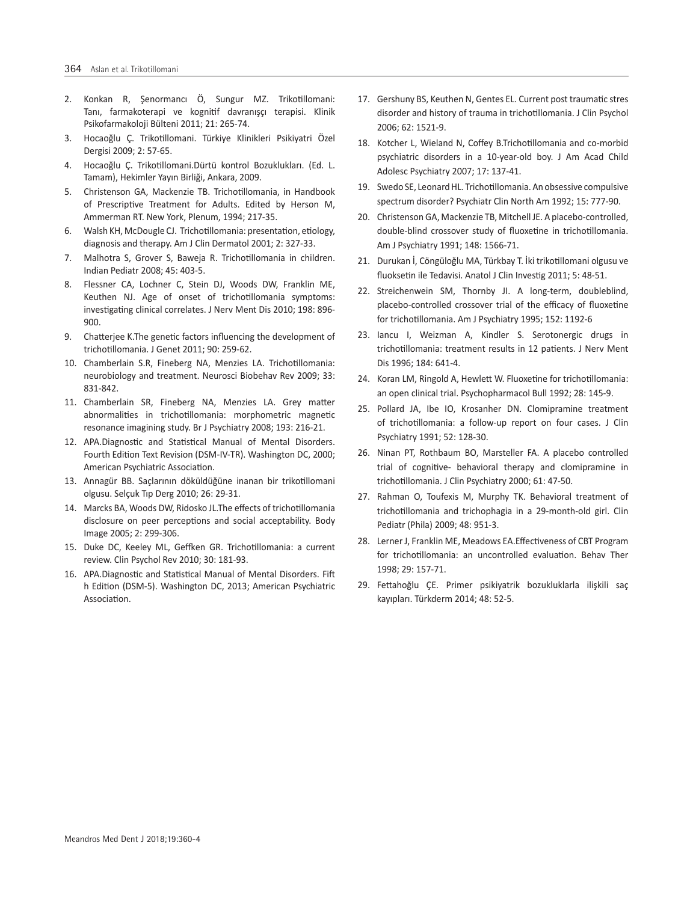2. Konkan R, Şenormancı Ö, Sungur MZ. Trikotillomani: Tanı, farmakoterapi ve kognitif davranışçı terapisi. Klinik Psikofarmakoloji Bülteni 2011; 21: 265-74.
3. Hocaoğlu Ç. Trikotillomani. Türkiye Klinikleri Psikiyatri Özel Dergisi 2009; 2: 57-65.
4. Hocaoğlu Ç. Trikotillomani.Dürtü kontrol Bozuklukları. (Ed. L. Tamam), Hekimler Yayın Birliği, Ankara, 2009.
5. Christenson GA, Mackenzie TB. Trichotillomania, in Handbook of Prescriptive Treatment for Adults. Edited by Herson M, Ammerman RT. New York, Plenum, 1994; 217-35.
6. Walsh KH, McDougle CJ. Trichotillomania: presentation, etiology, diagnosis and therapy. Am J Clin Dermatol 2001; 2: 327-33.
7. Malhotra S, Grover S, Baweja R. Trichotillomania in children. Indian Pediatr 2008; 45: 403-5.
8. Flessner CA, Lochner C, Stein DJ, Woods DW, Franklin ME, Keuthen NJ. Age of onset of trichotillomania symptoms: investigating clinical correlates. J Nerv Ment Dis 2010; 198: 896-900.
9. Chatterjee K.The genetic factors influencing the development of trichotillomania. J Genet 2011; 90: 259-62.
10. Chamberlain S.R, Fineberg NA, Menzies LA. Trichotillomania: neurobiology and treatment. Neurosci Biobehav Rev 2009; 33: 831-842.
11. Chamberlain SR, Fineberg NA, Menzies LA. Grey matter abnormalities in trichotillomania: morphometric magnetic resonance imagining study. Br J Psychiatry 2008; 193: 216-21.
12. APA.Diagnostic and Statistical Manual of Mental Disorders. Fourth Edition Text Revision (DSM-IV-TR). Washington DC, 2000; American Psychiatric Association.
13. Annagür BB. Saçlarının döküldüğüne inanan bir trikotillomani olgusu. Selçuk Tıp Derg 2010; 26: 29-31.
14. Marcks BA, Woods DW, Ridosko JL.The effects of trichotillomania disclosure on peer perceptions and social acceptability. Body Image 2005; 2: 299-306.
15. Duke DC, Keeley ML, Geffken GR. Trichotillomania: a current review. Clin Psychol Rev 2010; 30: 181-93.
16. APA.Diagnostic and Statistical Manual of Mental Disorders. Fift h Edition (DSM-5). Washington DC, 2013; American Psychiatric Association.
17. Gershuny BS, Keuthen N, Gentes EL. Current post traumatic stres disorder and history of trauma in trichotillomania. J Clin Psychol 2006; 62: 1521-9.
18. Kotcher L, Wieland N, Coffey B.Trichotillomania and co-morbid psychiatric disorders in a 10-year-old boy. J Am Acad Child Adolesc Psychiatry 2007; 17: 137-41.
19. Swedo SE, Leonard HL. Trichotillomania. An obsessive compulsive spectrum disorder? Psychiatr Clin North Am 1992; 15: 777-90.
20. Christenson GA, Mackenzie TB, Mitchell JE. A placebo-controlled, double-blind crossover study of fluoxetine in trichotillomania. Am J Psychiatry 1991; 148: 1566-71.
21. Durukan İ, Cöngüloğlu MA, Türkbay T. İki trikotillomani olgusu ve fluoksetin ile Tedavisi. Anatol J Clin Investig 2011; 5: 48-51.
22. Streichenwein SM, Thornby JI. A long-term, doubleblind, placebo-controlled crossover trial of the efficacy of fluoxetine for trichotillomania. Am J Psychiatry 1995; 152: 1192-6
23. Iancu I, Weizman A, Kindler S. Serotonergic drugs in trichotillomania: treatment results in 12 patients. J Nerv Ment Dis 1996; 184: 641-4.
24. Koran LM, Ringold A, Hewlett W. Fluoxetine for trichotillomania: an open clinical trial. Psychopharmacol Bull 1992; 28: 145-9.
25. Pollard JA, Ibe IO, Krosanher DN. Clomipramine treatment of trichotillomania: a follow-up report on four cases. J Clin Psychiatry 1991; 52: 128-30.
26. Ninan PT, Rothbaum BO, Marsteller FA. A placebo controlled trial of cognitive- behavioral therapy and clomipramine in trichotillomania. J Clin Psychiatry 2000; 61: 47-50.
27. Rahman O, Toufexis M, Murphy TK. Behavioral treatment of trichotillomania and trichophagia in a 29-month-old girl. Clin Pediatr (Phila) 2009; 48: 951-3.
28. Lerner J, Franklin ME, Meadows EA.Effectiveness of CBT Program for trichotillomania: an uncontrolled evaluation. Behav Ther 1998; 29: 157-71.
29. Fettahoğlu ÇE. Primer psikiyatrik bozukluklarla ilişkili saç kayıpları. Türkderm 2014; 48: 52-5.